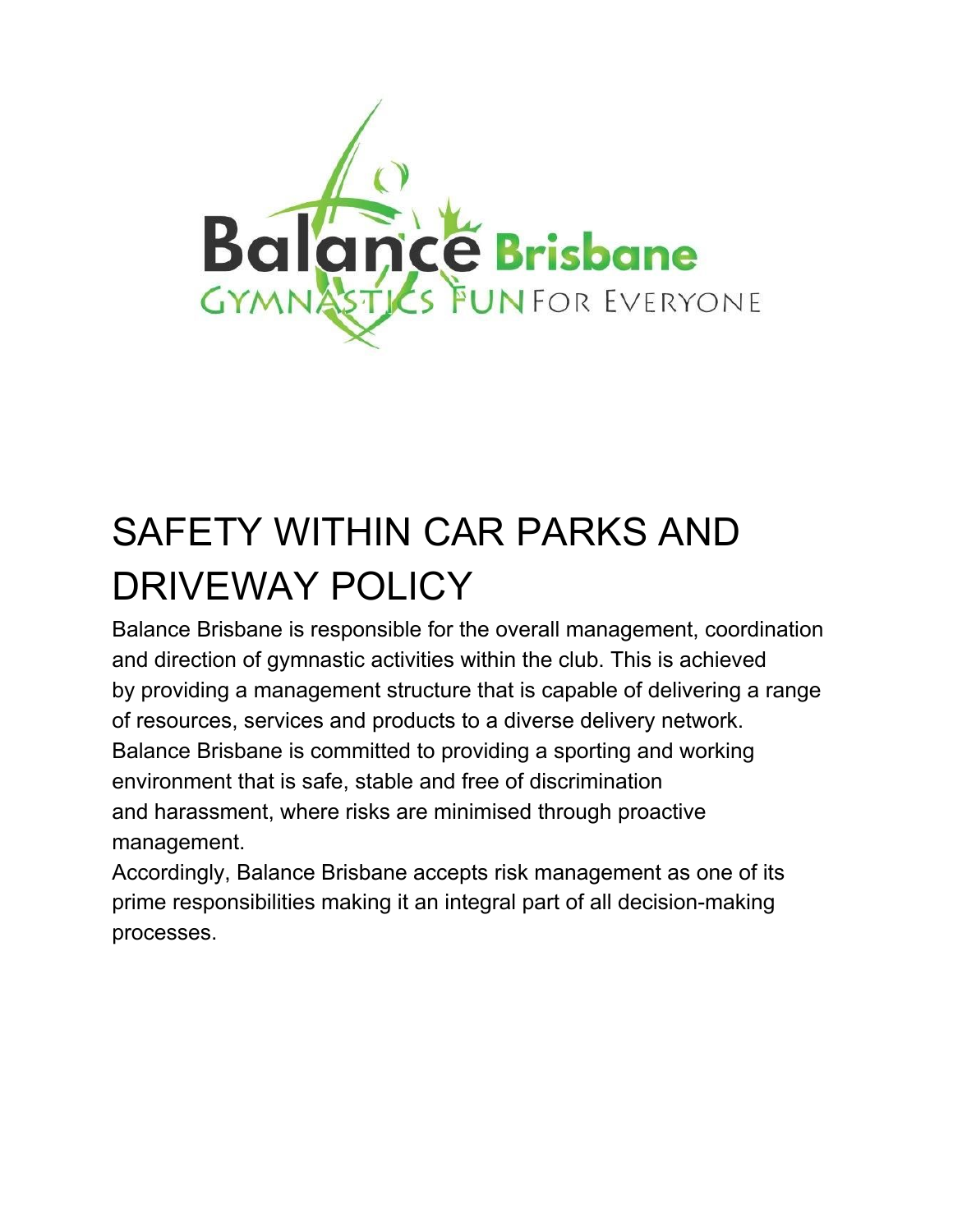Balance Brisbane

GYMNASTICS FUN FOR EVERYONE

# SAFETY WITHIN CAR PARKS AND DRIVEWAY POLICY

Balance Brisbane is responsible for the overall management, coordination and direction of gymnastic activities within the club. This is achieved by providing a management structure that is capable of delivering a range of resources, services and products to a diverse delivery network.

Balance Brisbane is committed to providing a sporting and working environment that is safe, stable and free of discrimination and harassment, where risks are minimised through proactive management.

Accordingly, Balance Brisbane accepts risk management as one of its prime responsibilities making it an integral part of all decision-making processes.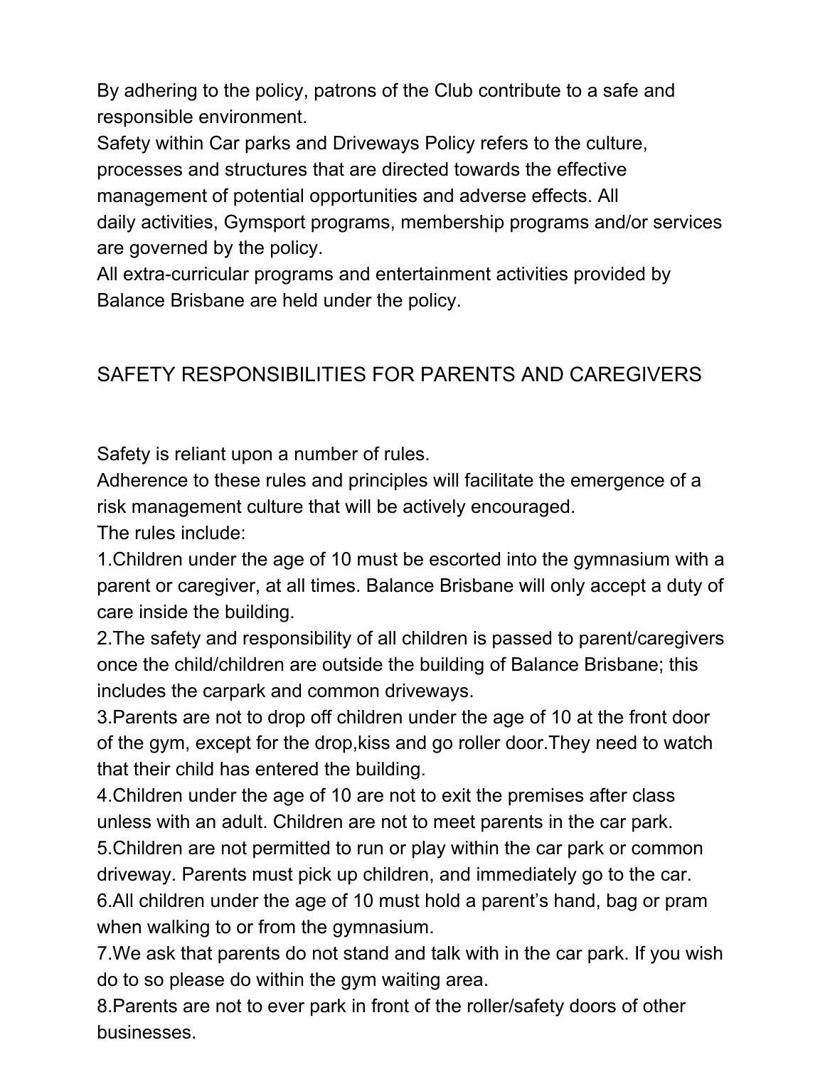By adhering to the policy, patrons of the Club contribute to a safe and responsible environment.

Safety within Car parks and Driveways Policy refers to the culture, processes and structures that are directed towards the effective management of potential opportunities and adverse effects. All daily activities, Gymsport programs, membership programs and/or services are governed by the policy.

All extra-curricular programs and entertainment activities provided by Balance Brisbane are held under the policy.

## SAFETY RESPONSIBILITIES FOR PARENTS AND CAREGIVERS

Safety is reliant upon a number of rules.

Adherence to these rules and principles will facilitate the emergence of a risk management culture that will be actively encouraged.

The rules include:

1.Children under the age of 10 must be escorted into the gymnasium with a parent or caregiver, at all times. Balance Brisbane will only accept a duty of care inside the building.

2.The safety and responsibility of all children is passed to parent/caregivers once the child/children are outside the building of Balance Brisbane; this includes the carpark and common driveways.

3.Parents are not to drop off children under the age of 10 at the front door of the gym, except for the drop,kiss and go roller door.They need to watch that their child has entered the building.

4.Children under the age of 10 are not to exit the premises after class unless with an adult. Children are not to meet parents in the car park.

5.Children are not permitted to run or play within the car park or common driveway. Parents must pick up children, and immediately go to the car.

6.All children under the age of 10 must hold a parent's hand, bag or pram when walking to or from the gymnasium.

7.We ask that parents do not stand and talk with in the car park. If you wish do to so please do within the gym waiting area.

8.Parents are not to ever park in front of the roller/safety doors of other businesses.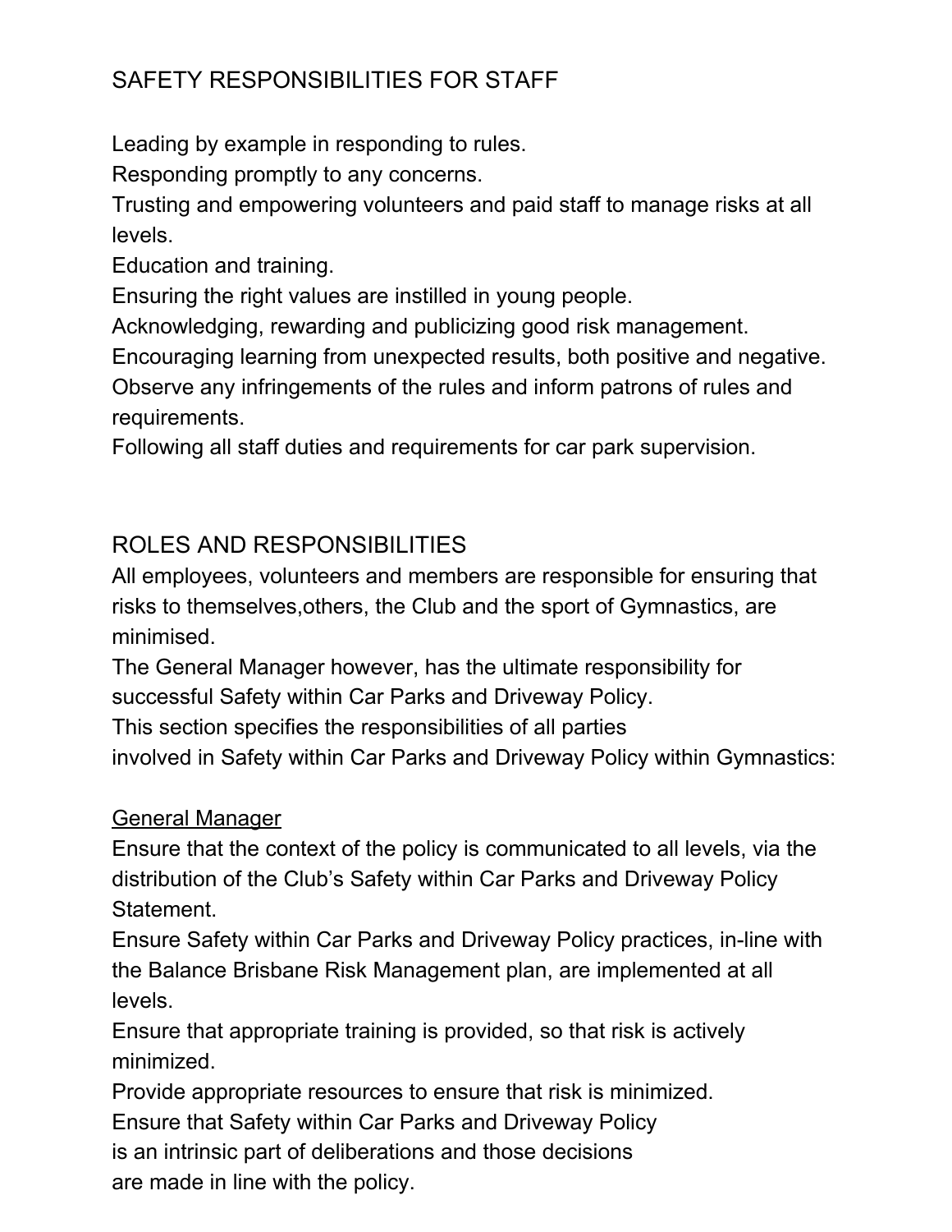## SAFETY RESPONSIBILITIES FOR STAFF

Leading by example in responding to rules.
Responding promptly to any concerns.
Trusting and empowering volunteers and paid staff to manage risks at all levels.
Education and training.
Ensuring the right values are instilled in young people.
Acknowledging, rewarding and publicizing good risk management.
Encouraging learning from unexpected results, both positive and negative.
Observe any infringements of the rules and inform patrons of rules and requirements.
Following all staff duties and requirements for car park supervision.

## ROLES AND RESPONSIBILITIES

All employees, volunteers and members are responsible for ensuring that risks to themselves,others, the Club and the sport of Gymnastics, are minimised.
The General Manager however, has the ultimate responsibility for successful Safety within Car Parks and Driveway Policy.
This section specifies the responsibilities of all parties involved in Safety within Car Parks and Driveway Policy within Gymnastics:

<u>General Manager</u>

Ensure that the context of the policy is communicated to all levels, via the distribution of the Club's Safety within Car Parks and Driveway Policy Statement.
Ensure Safety within Car Parks and Driveway Policy practices, in-line with the Balance Brisbane Risk Management plan, are implemented at all levels.
Ensure that appropriate training is provided, so that risk is actively minimized.
Provide appropriate resources to ensure that risk is minimized.
Ensure that Safety within Car Parks and Driveway Policy is an intrinsic part of deliberations and those decisions are made in line with the policy.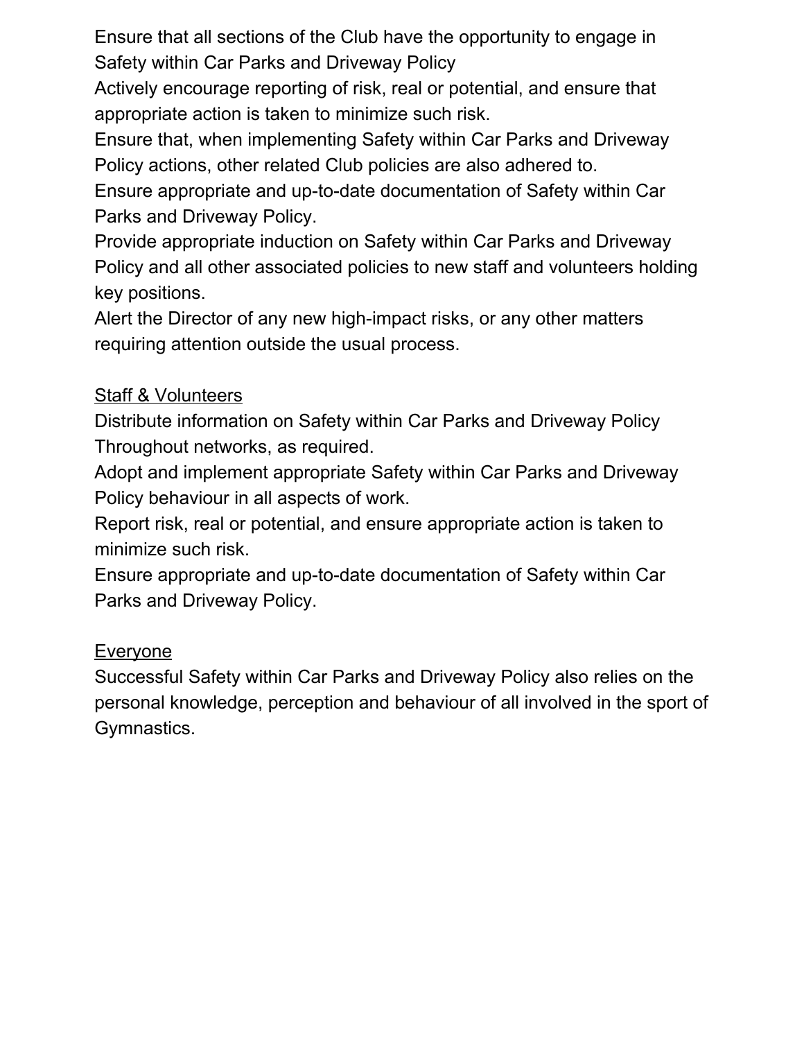Ensure that all sections of the Club have the opportunity to engage in Safety within Car Parks and Driveway Policy

Actively encourage reporting of risk, real or potential, and ensure that appropriate action is taken to minimize such risk.

Ensure that, when implementing Safety within Car Parks and Driveway Policy actions, other related Club policies are also adhered to.

Ensure appropriate and up-to-date documentation of Safety within Car Parks and Driveway Policy.

Provide appropriate induction on Safety within Car Parks and Driveway Policy and all other associated policies to new staff and volunteers holding key positions.

Alert the Director of any new high-impact risks, or any other matters requiring attention outside the usual process.

<u>Staff & Volunteers</u>

Distribute information on Safety within Car Parks and Driveway Policy Throughout networks, as required.

Adopt and implement appropriate Safety within Car Parks and Driveway Policy behaviour in all aspects of work.

Report risk, real or potential, and ensure appropriate action is taken to minimize such risk.

Ensure appropriate and up-to-date documentation of Safety within Car Parks and Driveway Policy.

<u>Everyone</u>

Successful Safety within Car Parks and Driveway Policy also relies on the personal knowledge, perception and behaviour of all involved in the sport of Gymnastics.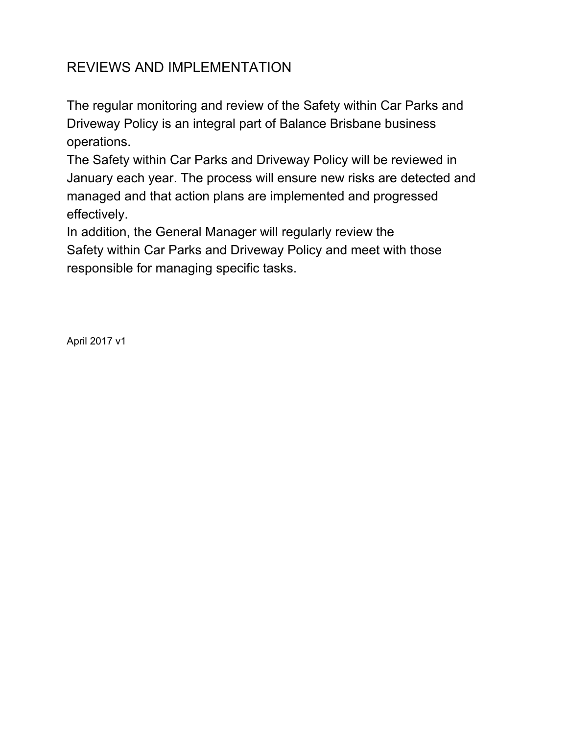## REVIEWS AND IMPLEMENTATION

The regular monitoring and review of the Safety within Car Parks and Driveway Policy is an integral part of Balance Brisbane business operations.
The Safety within Car Parks and Driveway Policy will be reviewed in January each year. The process will ensure new risks are detected and managed and that action plans are implemented and progressed effectively.
In addition, the General Manager will regularly review the Safety within Car Parks and Driveway Policy and meet with those responsible for managing specific tasks.

April 2017 v1